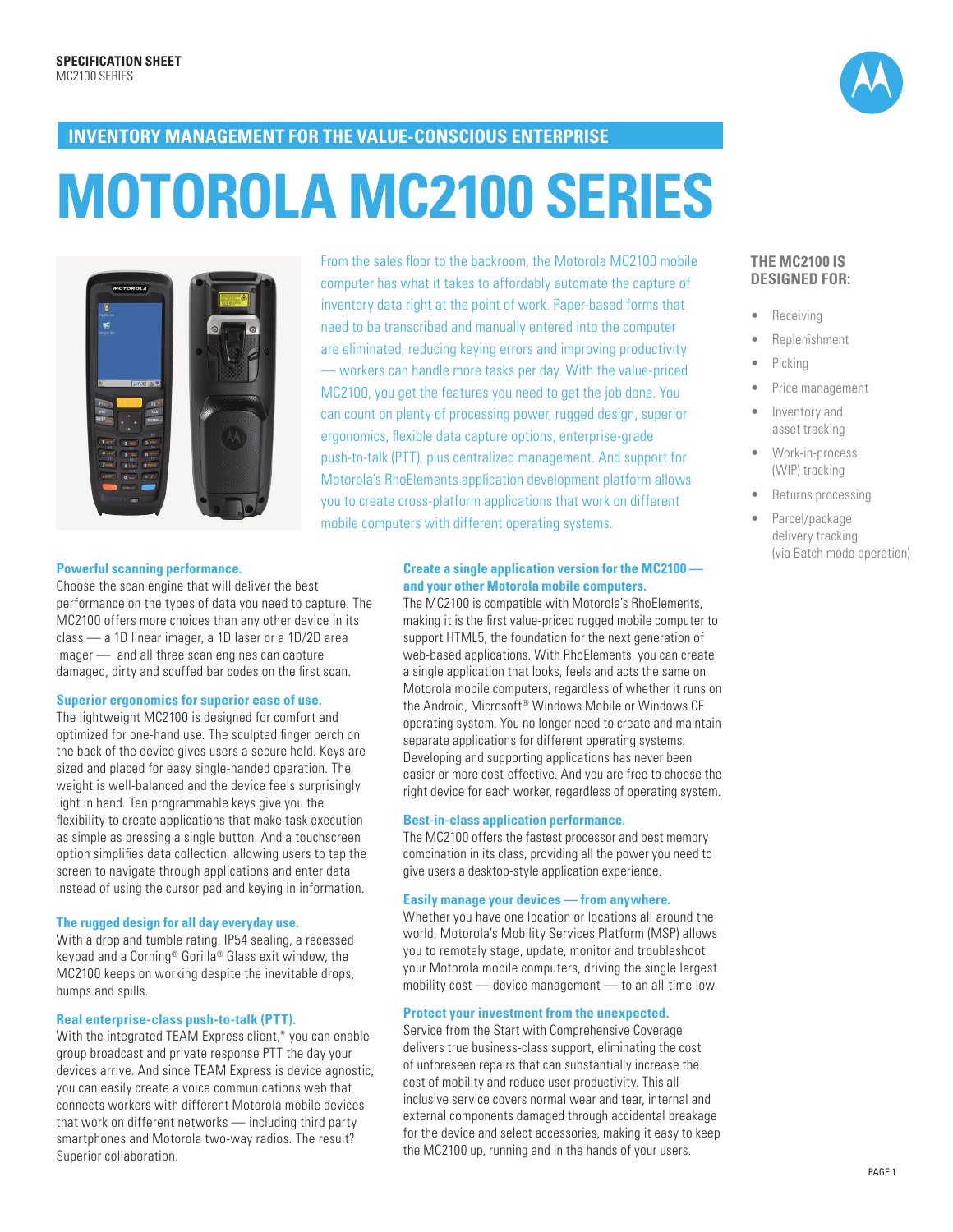SPECIFICATION SHEET
MC2100 SERIES

## INVENTORY MANAGEMENT FOR THE VALUE-CONSCIOUS ENTERPRISE

# MOTOROLA MC2100 SERIES

From the sales floor to the backroom, the Motorola MC2100 mobile computer has what it takes to affordably automate the capture of inventory data right at the point of work. Paper-based forms that need to be transcribed and manually entered into the computer are eliminated, reducing keying errors and improving productivity — workers can handle more tasks per day. With the value-priced MC2100, you get the features you need to get the job done. You can count on plenty of processing power, rugged design, superior ergonomics, flexible data capture options, enterprise-grade push-to-talk (PTT), plus centralized management. And support for Motorola's RhoElements application development platform allows you to create cross-platform applications that work on different mobile computers with different operating systems.

### THE MC2100 IS DESIGNED FOR:

- Receiving
- Replenishment
- Picking
- Price management
- Inventory and asset tracking
- Work-in-process (WIP) tracking
- Returns processing
- Parcel/package delivery tracking (via Batch mode operation)

**Powerful scanning performance.**
Choose the scan engine that will deliver the best performance on the types of data you need to capture. The MC2100 offers more choices than any other device in its class — a 1D linear imager, a 1D laser or a 1D/2D area imager — and all three scan engines can capture damaged, dirty and scuffed bar codes on the first scan.

**Superior ergonomics for superior ease of use.**
The lightweight MC2100 is designed for comfort and optimized for one-hand use. The sculpted finger perch on the back of the device gives users a secure hold. Keys are sized and placed for easy single-handed operation. The weight is well-balanced and the device feels surprisingly light in hand. Ten programmable keys give you the flexibility to create applications that make task execution as simple as pressing a single button. And a touchscreen option simplifies data collection, allowing users to tap the screen to navigate through applications and enter data instead of using the cursor pad and keying in information.

**The rugged design for all day everyday use.**
With a drop and tumble rating, IP54 sealing, a recessed keypad and a Corning® Gorilla® Glass exit window, the MC2100 keeps on working despite the inevitable drops, bumps and spills.

**Real enterprise-class push-to-talk (PTT).**
With the integrated TEAM Express client,* you can enable group broadcast and private response PTT the day your devices arrive. And since TEAM Express is device agnostic, you can easily create a voice communications web that connects workers with different Motorola mobile devices that work on different networks — including third party smartphones and Motorola two-way radios. The result? Superior collaboration.

**Create a single application version for the MC2100 — and your other Motorola mobile computers.**
The MC2100 is compatible with Motorola's RhoElements, making it is the first value-priced rugged mobile computer to support HTML5, the foundation for the next generation of web-based applications. With RhoElements, you can create a single application that looks, feels and acts the same on Motorola mobile computers, regardless of whether it runs on the Android, Microsoft® Windows Mobile or Windows CE operating system. You no longer need to create and maintain separate applications for different operating systems. Developing and supporting applications has never been easier or more cost-effective. And you are free to choose the right device for each worker, regardless of operating system.

**Best-in-class application performance.**
The MC2100 offers the fastest processor and best memory combination in its class, providing all the power you need to give users a desktop-style application experience.

**Easily manage your devices — from anywhere.**
Whether you have one location or locations all around the world, Motorola's Mobility Services Platform (MSP) allows you to remotely stage, update, monitor and troubleshoot your Motorola mobile computers, driving the single largest mobility cost — device management — to an all-time low.

**Protect your investment from the unexpected.**
Service from the Start with Comprehensive Coverage delivers true business-class support, eliminating the cost of unforeseen repairs that can substantially increase the cost of mobility and reduce user productivity. This all-inclusive service covers normal wear and tear, internal and external components damaged through accidental breakage for the device and select accessories, making it easy to keep the MC2100 up, running and in the hands of your users.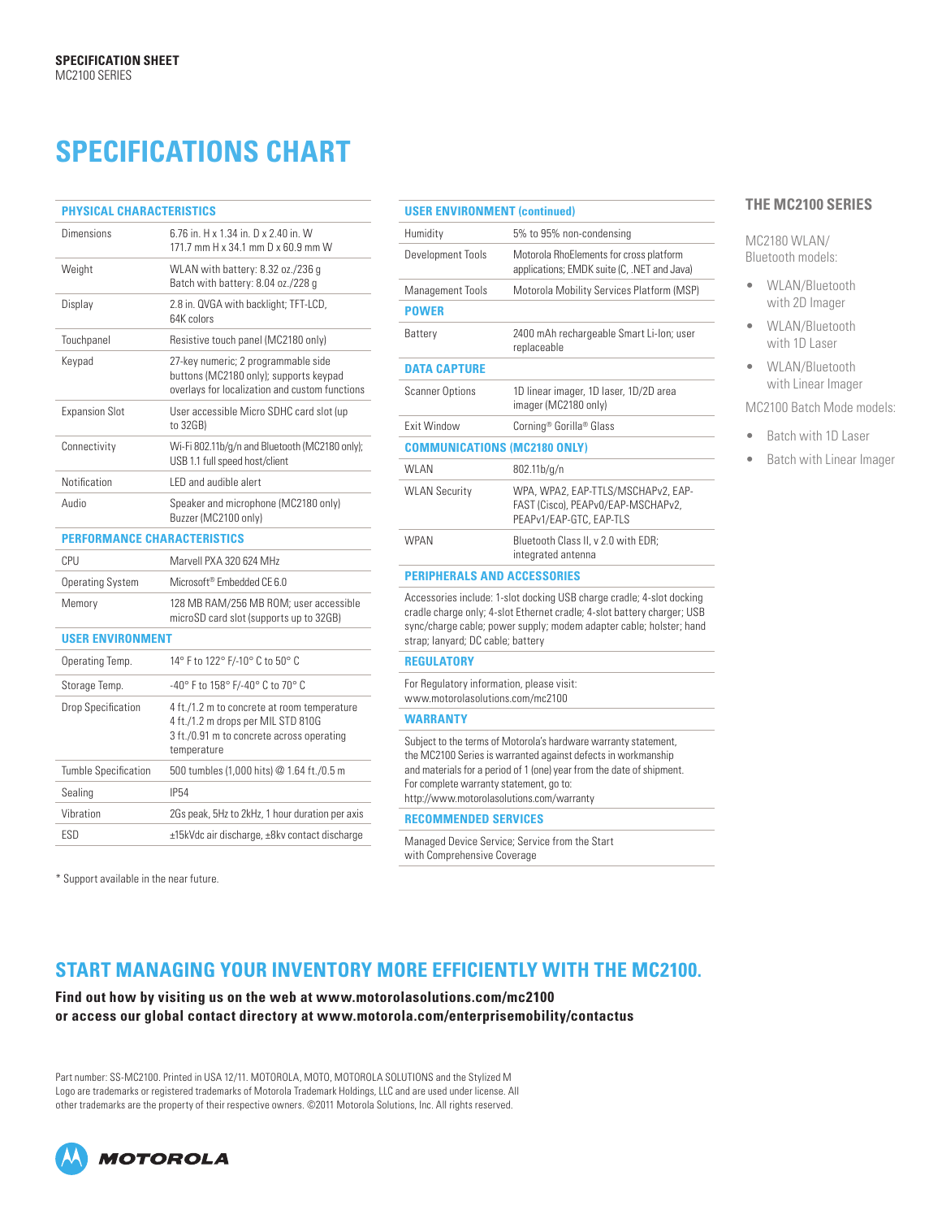# SPECIFICATIONS CHART

## PHYSICAL CHARACTERISTICS

| | |
|---|---|
| Dimensions | 6.76 in. H x 1.34 in. D x 2.40 in. W<br>171.7 mm H x 34.1 mm D x 60.9 mm W |
| Weight | WLAN with battery: 8.32 oz./236 g<br>Batch with battery: 8.04 oz./228 g |
| Display | 2.8 in. QVGA with backlight; TFT-LCD, 64K colors |
| Touchpanel | Resistive touch panel (MC2180 only) |
| Keypad | 27-key numeric; 2 programmable side buttons (MC2180 only); supports keypad overlays for localization and custom functions |
| Expansion Slot | User accessible Micro SDHC card slot (up to 32GB) |
| Connectivity | Wi-Fi 802.11b/g/n and Bluetooth (MC2180 only); USB 1.1 full speed host/client |
| Notification | LED and audible alert |
| Audio | Speaker and microphone (MC2180 only)<br>Buzzer (MC2100 only) |

## PERFORMANCE CHARACTERISTICS

| | |
|---|---|
| CPU | Marvell PXA 320 624 MHz |
| Operating System | Microsoft® Embedded CE 6.0 |
| Memory | 128 MB RAM/256 MB ROM; user accessible microSD card slot (supports up to 32GB) |

## USER ENVIRONMENT

| | |
|---|---|
| Operating Temp. | 14° F to 122° F/-10° C to 50° C |
| Storage Temp. | -40° F to 158° F/-40° C to 70° C |
| Drop Specification | 4 ft./1.2 m to concrete at room temperature<br>4 ft./1.2 m drops per MIL STD 810G<br>3 ft./0.91 m to concrete across operating temperature |
| Tumble Specification | 500 tumbles (1,000 hits) @ 1.64 ft./0.5 m |
| Sealing | IP54 |
| Vibration | 2Gs peak, 5Hz to 2kHz, 1 hour duration per axis |
| ESD | ±15kVdc air discharge, ±8kv contact discharge |

\* Support available in the near future.

## USER ENVIRONMENT (continued)

| | |
|---|---|
| Humidity | 5% to 95% non-condensing |
| Development Tools | Motorola RhoElements for cross platform applications; EMDK suite (C, .NET and Java) |
| Management Tools | Motorola Mobility Services Platform (MSP) |

## POWER

| | |
|---|---|
| Battery | 2400 mAh rechargeable Smart Li-Ion; user replaceable |

## DATA CAPTURE

| | |
|---|---|
| Scanner Options | 1D linear imager, 1D laser, 1D/2D area imager (MC2180 only) |
| Exit Window | Corning® Gorilla® Glass |

## COMMUNICATIONS (MC2180 ONLY)

| | |
|---|---|
| WLAN | 802.11b/g/n |
| WLAN Security | WPA, WPA2, EAP-TTLS/MSCHAPv2, EAP-FAST (Cisco), PEAPv0/EAP-MSCHAPv2, PEAPv1/EAP-GTC, EAP-TLS |
| WPAN | Bluetooth Class II, v 2.0 with EDR; integrated antenna |

## PERIPHERALS AND ACCESSORIES

Accessories include: 1-slot docking USB charge cradle; 4-slot docking cradle charge only; 4-slot Ethernet cradle; 4-slot battery charger; USB sync/charge cable; power supply; modem adapter cable; holster; hand strap; lanyard; DC cable; battery

## REGULATORY

For Regulatory information, please visit: www.motorolasolutions.com/mc2100

## WARRANTY

Subject to the terms of Motorola's hardware warranty statement, the MC2100 Series is warranted against defects in workmanship and materials for a period of 1 (one) year from the date of shipment. For complete warranty statement, go to: http://www.motorolasolutions.com/warranty

## RECOMMENDED SERVICES

Managed Device Service; Service from the Start with Comprehensive Coverage

## THE MC2100 SERIES

MC2180 WLAN/ Bluetooth models:

- WLAN/Bluetooth with 2D Imager
- WLAN/Bluetooth with 1D Laser
- WLAN/Bluetooth with Linear Imager

MC2100 Batch Mode models:

- Batch with 1D Laser
- Batch with Linear Imager

## START MANAGING YOUR INVENTORY MORE EFFICIENTLY WITH THE MC2100.

**Find out how by visiting us on the web at www.motorolasolutions.com/mc2100**
**or access our global contact directory at www.motorola.com/enterprisemobility/contactus**

Part number: SS-MC2100. Printed in USA 12/11. MOTOROLA, MOTO, MOTOROLA SOLUTIONS and the Stylized M Logo are trademarks or registered trademarks of Motorola Trademark Holdings, LLC and are used under license. All other trademarks are the property of their respective owners. ©2011 Motorola Solutions, Inc. All rights reserved.

MOTOROLA